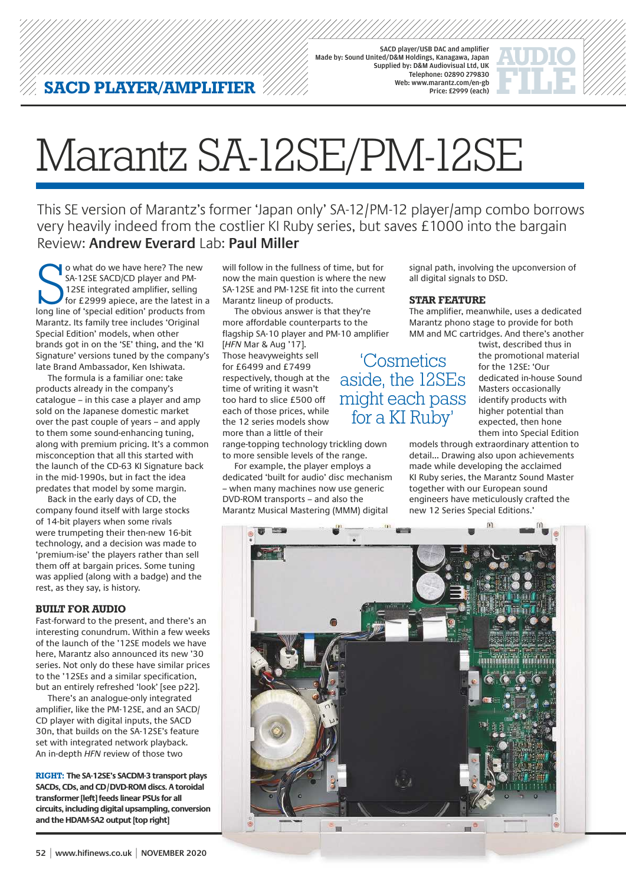## SACD PLAYER/AMPLIFIER

SACD player/USB DAC and amplifier
Made by: Sound United/D&M Holdings, Kanagawa, Japan
Supplied by: D&M Audiovisual Ltd, UK
Telephone: 02890 279830
Web: www.marantz.com/en-gb
Price: £2999 (each)

AUDIO FILE

# Marantz SA-12SE/PM-12SE

This SE version of Marantz's former 'Japan only' SA-12/PM-12 player/amp combo borrows very heavily indeed from the costlier KI Ruby series, but saves £1000 into the bargain

Review: **Andrew Everard** Lab: **Paul Miller**

So what do we have here? The new SA-12SE SACD/CD player and PM-12SE integrated amplifier, selling for £2999 apiece, are the latest in a long line of 'special edition' products from Marantz. Its family tree includes 'Original Special Edition' models, when other brands got in on the 'SE' thing, and the 'KI Signature' versions tuned by the company's late Brand Ambassador, Ken Ishiwata.

The formula is a familiar one: take products already in the company's catalogue – in this case a player and amp sold on the Japanese domestic market over the past couple of years – and apply to them some sound-enhancing tuning, along with premium pricing. It's a common misconception that all this started with the launch of the CD-63 KI Signature back in the mid-1990s, but in fact the idea predates that model by some margin.

Back in the early days of CD, the company found itself with large stocks of 14-bit players when some rivals were trumpeting their then-new 16-bit technology, and a decision was made to 'premium-ise' the players rather than sell them off at bargain prices. Some tuning was applied (along with a badge) and the rest, as they say, is history.

### BUILT FOR AUDIO

Fast-forward to the present, and there's an interesting conundrum. Within a few weeks of the launch of the '12SE models we have here, Marantz also announced its new '30 series. Not only do these have similar prices to the '12SEs and a similar specification, but an entirely refreshed 'look' [see p22].

There's an analogue-only integrated amplifier, like the PM-12SE, and an SACD/CD player with digital inputs, the SACD 30n, that builds on the SA-12SE's feature set with integrated network playback. An in-depth *HFN* review of those two will follow in the fullness of time, but for now the main question is where the new SA-12SE and PM-12SE fit into the current Marantz lineup of products.

The obvious answer is that they're more affordable counterparts to the flagship SA-10 player and PM-10 amplifier [*HFN* Mar & Aug '17]. Those heavyweights sell for £6499 and £7499 respectively, though at the time of writing it wasn't too hard to slice £500 off each of those prices, while the 12 series models show more than a little of their range-topping technology trickling down to more sensible levels of the range.

> 'Cosmetics aside, the 12SEs might each pass for a KI Ruby'

For example, the player employs a dedicated 'built for audio' disc mechanism – when many machines now use generic DVD-ROM transports – and also the Marantz Musical Mastering (MMM) digital signal path, involving the upconversion of all digital signals to DSD.

### STAR FEATURE

The amplifier, meanwhile, uses a dedicated Marantz phono stage to provide for both MM and MC cartridges. And there's another twist, described thus in the promotional material for the 12SE: 'Our dedicated in-house Sound Masters occasionally identify products with higher potential than expected, then hone them into Special Edition models through extraordinary attention to detail... Drawing also upon achievements made while developing the acclaimed KI Ruby series, the Marantz Sound Master together with our European sound engineers have meticulously crafted the new 12 Series Special Editions.'

**RIGHT: The SA-12SE's SACDM-3 transport plays SACDs, CDs, and CD/DVD-ROM discs. A toroidal transformer [left] feeds linear PSUs for all circuits, including digital upsampling, conversion and the HDAM-SA2 output [top right]**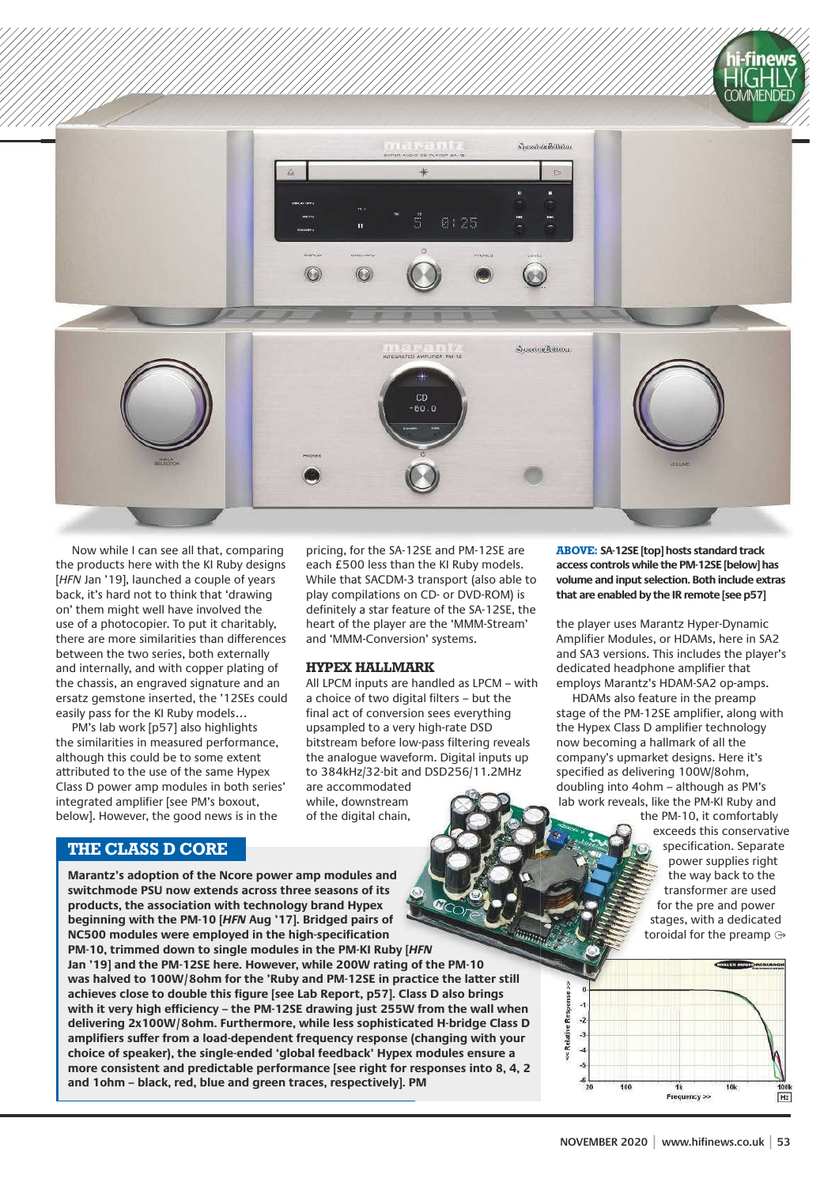Now while I can see all that, comparing the products here with the KI Ruby designs [*HFN* Jan '19], launched a couple of years back, it's hard not to think that 'drawing on' them might well have involved the use of a photocopier. To put it charitably, there are more similarities than differences between the two series, both externally and internally, and with copper plating of the chassis, an engraved signature and an ersatz gemstone inserted, the '12SEs could easily pass for the KI Ruby models…

PM's lab work [p57] also highlights the similarities in measured performance, although this could be to some extent attributed to the use of the same Hypex Class D power amp modules in both series' integrated amplifier [see PM's boxout, below]. However, the good news is in the pricing, for the SA-12SE and PM-12SE are each £500 less than the KI Ruby models. While that SACDM-3 transport (also able to play compilations on CD- or DVD-ROM) is definitely a star feature of the SA-12SE, the heart of the player are the 'MMM-Stream' and 'MMM-Conversion' systems.

## HYPEX HALLMARK

All LPCM inputs are handled as LPCM – with a choice of two digital filters – but the final act of conversion sees everything upsampled to a very high-rate DSD bitstream before low-pass filtering reveals the analogue waveform. Digital inputs up to 384kHz/32-bit and DSD256/11.2MHz are accommodated while, downstream of the digital chain, the player uses Marantz Hyper-Dynamic Amplifier Modules, or HDAMs, here in SA2 and SA3 versions. This includes the player's dedicated headphone amplifier that employs Marantz's HDAM-SA2 op-amps.

HDAMs also feature in the preamp stage of the PM-12SE amplifier, along with the Hypex Class D amplifier technology now becoming a hallmark of all the company's upmarket designs. Here it's specified as delivering 100W/8ohm, doubling into 4ohm – although as PM's lab work reveals, like the PM-KI Ruby and the PM-10, it comfortably exceeds this conservative specification. Separate power supplies right the way back to the transformer are used for the pre and power stages, with a dedicated toroidal for the preamp ⟶

**ABOVE: SA-12SE [top] hosts standard track access controls while the PM-12SE [below] has volume and input selection. Both include extras that are enabled by the IR remote [see p57]**

## THE CLASS D CORE

**Marantz's adoption of the Ncore power amp modules and switchmode PSU now extends across three seasons of its products, the association with technology brand Hypex beginning with the PM-10 [*HFN* Aug '17]. Bridged pairs of NC500 modules were employed in the high-specification PM-10, trimmed down to single modules in the PM-KI Ruby [*HFN* Jan '19] and the PM-12SE here. However, while 200W rating of the PM-10 was halved to 100W/8ohm for the 'Ruby and PM-12SE in practice the latter still achieves close to double this figure [see Lab Report, p57]. Class D also brings with it very high efficiency – the PM-12SE drawing just 255W from the wall when delivering 2x100W/8ohm. Furthermore, while less sophisticated H-bridge Class D amplifiers suffer from a load-dependent frequency response (changing with your choice of speaker), the single-ended 'global feedback' Hypex modules ensure a more consistent and predictable performance [see right for responses into 8, 4, 2 and 1ohm – black, red, blue and green traces, respectively]. PM**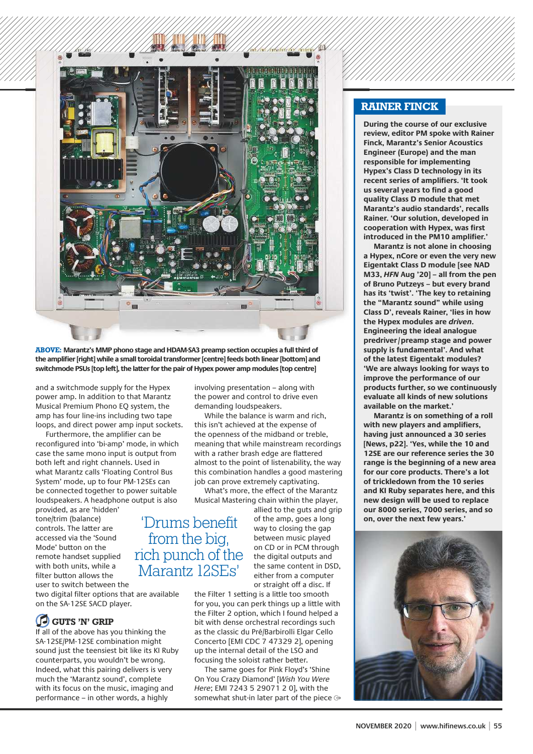**ABOVE:** Marantz's MMP phono stage and HDAM-SA3 preamp section occupies a full third of the amplifier [right] while a small toroidal transformer [centre] feeds both linear [bottom] and switchmode PSUs [top left], the latter for the pair of Hypex power amp modules [top centre]

and a switchmode supply for the Hypex power amp. In addition to that Marantz Musical Premium Phono EQ system, the amp has four line-ins including two tape loops, and direct power amp input sockets.

Furthermore, the amplifier can be reconfigured into 'bi-amp' mode, in which case the same mono input is output from both left and right channels. Used in what Marantz calls 'Floating Control Bus System' mode, up to four PM-12SEs can be connected together to power suitable loudspeakers. A headphone output is also provided, as are 'hidden' tone/trim (balance) controls. The latter are accessed via the 'Sound Mode' button on the remote handset supplied with both units, while a filter button allows the user to switch between the two digital filter options that are available on the SA-12SE SACD player.

## GUTS 'N' GRIP

If all of the above has you thinking the SA-12SE/PM-12SE combination might sound just the teensiest bit like its KI Ruby counterparts, you wouldn't be wrong. Indeed, what this pairing delivers is very much the 'Marantz sound', complete with its focus on the music, imaging and performance – in other words, a highly involving presentation – along with the power and control to drive even demanding loudspeakers.

While the balance is warm and rich, this isn't achieved at the expense of the openness of the midband or treble, meaning that while mainstream recordings with a rather brash edge are flattered almost to the point of listenability, the way this combination handles a good mastering job can prove extremely captivating.

What's more, the effect of the Marantz Musical Mastering chain within the player, allied to the guts and grip of the amp, goes a long way to closing the gap between music played on CD or in PCM through the digital outputs and the same content in DSD, either from a computer or straight off a disc. If the Filter 1 setting is a little too smooth for you, you can perk things up a little with the Filter 2 option, which I found helped a bit with dense orchestral recordings such as the classic du Pré/Barbirolli Elgar Cello Concerto [EMI CDC 7 47329 2], opening up the internal detail of the LSO and focusing the soloist rather better.

> 'Drums benefit from the big, rich punch of the Marantz 12SEs'

The same goes for Pink Floyd's 'Shine On You Crazy Diamond' [*Wish You Were Here*; EMI 7243 5 29071 2 0], with the somewhat shut-in later part of the piece ⇨

## RAINER FINCK

**During the course of our exclusive review, editor PM spoke with Rainer Finck, Marantz's Senior Acoustics Engineer (Europe) and the man responsible for implementing Hypex's Class D technology in its recent series of amplifiers. 'It took us several years to find a good quality Class D module that met Marantz's audio standards', recalls Rainer. 'Our solution, developed in cooperation with Hypex, was first introduced in the PM10 amplifier.'**

**Marantz is not alone in choosing a Hypex, nCore or even the very new Eigentakt Class D module [see NAD M33, *HFN* Aug '20] – all from the pen of Bruno Putzeys – but every brand has its 'twist'. 'The key to retaining the "Marantz sound" while using Class D', reveals Rainer, 'lies in how the Hypex modules are *driven*. Engineering the ideal analogue predriver/preamp stage and power supply is fundamental'. And what of the latest Eigentakt modules? 'We are always looking for ways to improve the performance of our products further, so we continuously evaluate all kinds of new solutions available on the market.'**

**Marantz is on something of a roll with new players and amplifiers, having just announced a 30 series [News, p22]. 'Yes, while the 10 and 12SE are our reference series the 30 range is the beginning of a new area for our core products. There's a lot of trickledown from the 10 series and KI Ruby separates here, and this new design will be used to replace our 8000 series, 7000 series, and so on, over the next few years.'**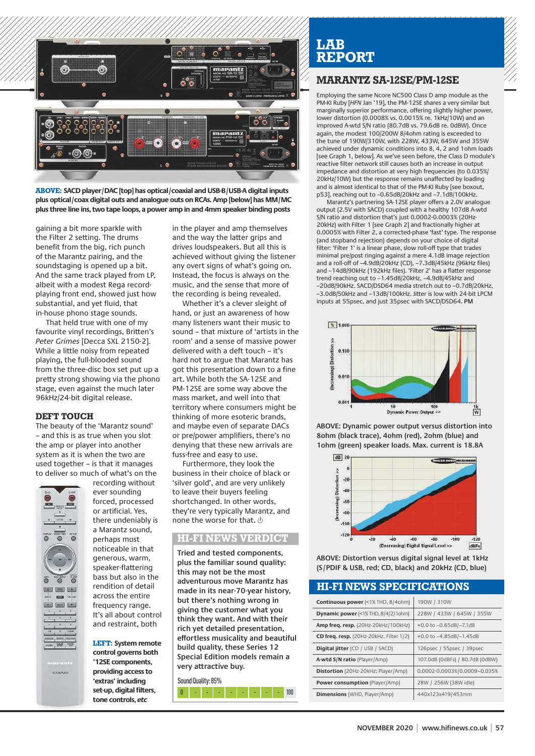**ABOVE:** SACD player/DAC [top] has optical/coaxial and USB-B/USB-A digital inputs plus optical/coax digital outs and analogue outs on RCAs. Amp [below] has MM/MC plus three line ins, two tape loops, a power amp in and 4mm speaker binding posts

gaining a bit more sparkle with the Filter 2 setting. The drums benefit from the big, rich punch of the Marantz pairing, and the soundstaging is opened up a bit. And the same track played from LP, albeit with a modest Rega record-playing front end, showed just how substantial, and yet fluid, that in-house phono stage sounds.

That held true with one of my favourite vinyl recordings, Britten's *Peter Grimes* [Decca SXL 2150-2]. While a little noisy from repeated playing, the full-blooded sound from the three-disc box set put up a pretty strong showing via the phono stage, even against the much later 96kHz/24-bit digital release.

### DEFT TOUCH

The beauty of the 'Marantz sound' – and this is as true when you slot the amp or player into another system as it is when the two are used together – is that it manages to deliver so much of what's on the recording without ever sounding forced, processed or artificial. Yes, there undeniably is a Marantz sound, perhaps most noticeable in that generous, warm, speaker-flattering bass but also in the rendition of detail across the entire frequency range. It's all about control and restraint, both in the player and amp themselves and the way the latter grips and drives loudspeakers. But all this is achieved without giving the listener any overt signs of what's going on. Instead, the focus is always on the music, and the sense that more of the recording is being revealed.

Whether it's a clever sleight of hand, or just an awareness of how many listeners want their music to sound – that mixture of 'artists in the room' and a sense of massive power delivered with a deft touch – it's hard not to argue that Marantz has got this presentation down to a fine art. While both the SA-12SE and PM-12SE are some way above the mass market, and well into that territory where consumers might be thinking of more esoteric brands, and maybe even of separate DACs or pre/power amplifiers, there's no denying that these new arrivals are fuss-free and easy to use.

Furthermore, they look the business in their choice of black or 'silver gold', and are very unlikely to leave their buyers feeling shortchanged. In other words, they're very typically Marantz, and none the worse for that.

**LEFT:** System remote control governs both '12SE components, providing access to 'extras' including set-up, digital filters, tone controls, *etc*

## HI-FI NEWS VERDICT

**Tried and tested components, plus the familiar sound quality: this may not be the most adventurous move Marantz has made in its near-70-year history, but there's nothing wrong in giving the customer what you think they want. And with their rich yet detailed presentation, effortless musicality and beautiful build quality, these Series 12 Special Edition models remain a very attractive buy.**

Sound Quality: 85%

0 - - - - - - - - - 100

# LAB REPORT

## MARANTZ SA-12SE/PM-12SE

Employing the same Ncore NC500 Class D amp module as the PM-KI Ruby [*HFN* Jan '19], the PM-12SE shares a very similar but marginally superior performance, offering slightly higher power, lower distortion (0.0008% vs. 0.0015% re. 1kHz/10W) and an improved A-wtd S/N ratio (80.7dB vs. 79.6dB re. 0dBW). Once again, the modest 100/200W 8/4ohm rating is exceeded to the tune of 190W/310W, with 228W, 433W, 645W and 355W achieved under dynamic conditions into 8, 4, 2 and 1ohm loads [see Graph 1, below]. As we've seen before, the Class D module's reactive filter network still causes both an increase in output impedance and distortion at very high frequencies (to 0.035%/20kHz/10W) but the response remains unaffected by loading and is almost identical to that of the PM-KI Ruby [see boxout, p53], reaching out to –0.65dB/20kHz and –7.1dB/100kHz.

Marantz's partnering SA-12SE player offers a 2.0V analogue output (2.5V with SACD) coupled with a healthy 107dB A-wtd S/N ratio and distortion that's just 0.0002-0.0003% (20Hz-20kHz) with Filter 1 [see Graph 2] and fractionally higher at 0.0005% with Filter 2, a corrected-phase 'fast' type. The response (and stopband rejection) depends on your choice of digital filter: 'Filter 1' is a linear phase, slow roll-off type that trades minimal pre/post ringing against a mere 4.1dB image rejection and a roll-off of –4.9dB/20kHz (CD), –7.3dB/45kHz (96kHz files) and –14dB/90kHz (192kHz files). 'Filter 2' has a flatter response trend reaching out to –1.45dB/20kHz, –4.9dB/45kHz and –20dB/90kHz. SACD/DSD64 media stretch out to –0.7dB/20kHz, –3.0dB/50kHz and –13dB/100kHz. Jitter is low with 24-bit LPCM inputs at 55psec, and just 35psec with SACD/DSD64. **PM**

% 1.000
(Decreasing) Distortion >>
0.100
0.010
0.001
1 10 100 1k
Dynamic Power Output >>
W

ABOVE: Dynamic power output versus distortion into 8ohm (black trace), 4ohm (red), 2ohm (blue) and 1ohm (green) speaker loads. Max. current is 18.8A

dB 20
0
-20
-40
-60
-80
-100
-120
(Increasing) Distortion >>
0 -20 -40 -60 -80 -100 -120
(Decreasing) Digital Signal Level >>
dBFs

ABOVE: Distortion versus digital signal level at 1kHz (S/PDIF & USB, red; CD, black) and 20kHz (CD, blue)

## HI-FI NEWS SPECIFICATIONS

| | |
|---|---|
| **Continuous power** (<1% THD, 8/4ohm) | 190W / 310W |
| **Dynamic power** (<1% THD, 8/4/2/1ohm) | 228W / 433W / 645W / 355W |
| **Amp freq. resp.** (20Hz-20kHz/100kHz) | +0.0 to –0.65dB/–7.1dB |
| **CD freq. resp.** (20Hz-20kHz, Filter 1/2) | +0.0 to –4.85dB/–1.45dB |
| **Digital jitter** (CD / USB / SACD) | 126psec / 55psec / 39psec |
| **A-wtd S/N ratio** (Player/Amp) | 107.0dB (0dBFs) / 80.7dB (0dBW) |
| **Distortion** (20Hz-20kHz; Player/Amp) | 0.0002-0.0003%/0.0009–0.035% |
| **Power consumption** (Player/Amp) | 28W / 256W (38W idle) |
| **Dimensions** (WHD, Player/Amp) | 440x123x419/453mm |